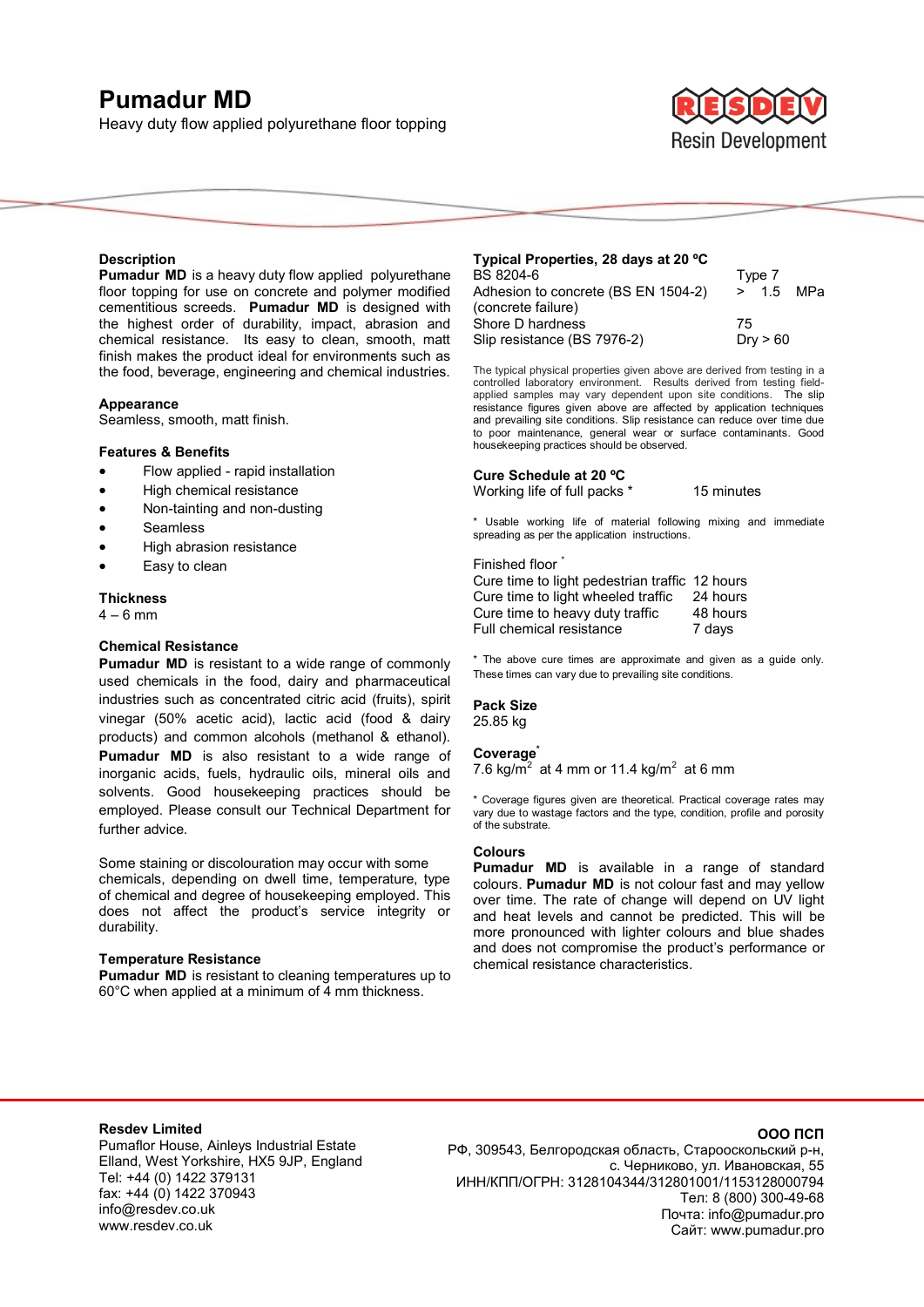# Pumadur MD

Heavy duty flow applied polyurethane floor topping

RESDEV Resin Development

## Description

**Pumadur MD** is a heavy duty flow applied polyurethane floor topping for use on concrete and polymer modified cementitious screeds. **Pumadur MD** is designed with the highest order of durability, impact, abrasion and chemical resistance. Its easy to clean, smooth, matt finish makes the product ideal for environments such as the food, beverage, engineering and chemical industries.

## Appearance

Seamless, smooth, matt finish.

## Features & Benefits

- Flow applied - rapid installation
- High chemical resistance
- Non-tainting and non-dusting
- Seamless
- High abrasion resistance
- Easy to clean

## Thickness

4 – 6 mm

## Chemical Resistance

**Pumadur MD** is resistant to a wide range of commonly used chemicals in the food, dairy and pharmaceutical industries such as concentrated citric acid (fruits), spirit vinegar (50% acetic acid), lactic acid (food & dairy products) and common alcohols (methanol & ethanol). **Pumadur MD** is also resistant to a wide range of inorganic acids, fuels, hydraulic oils, mineral oils and solvents. Good housekeeping practices should be employed. Please consult our Technical Department for further advice.

Some staining or discolouration may occur with some chemicals, depending on dwell time, temperature, type of chemical and degree of housekeeping employed. This does not affect the product's service integrity or durability.

## Temperature Resistance

**Pumadur MD** is resistant to cleaning temperatures up to 60°C when applied at a minimum of 4 mm thickness.

## Typical Properties, 28 days at 20 ºC

| Property | Value |
|---|---|
| BS 8204-6 | Type 7 |
| Adhesion to concrete (BS EN 1504-2) (concrete failure) | > 1.5 MPa |
| Shore D hardness | 75 |
| Slip resistance (BS 7976-2) | Dry > 60 |

The typical physical properties given above are derived from testing in a controlled laboratory environment. Results derived from testing field-applied samples may vary dependent upon site conditions. The slip resistance figures given above are affected by application techniques and prevailing site conditions. Slip resistance can reduce over time due to poor maintenance, general wear or surface contaminants. Good housekeeping practices should be observed.

## Cure Schedule at 20 ºC

| | |
|---|---|
| Working life of full packs * | 15 minutes |

* Usable working life of material following mixing and immediate spreading as per the application instructions.

Finished floor *

| | |
|---|---|
| Cure time to light pedestrian traffic | 12 hours |
| Cure time to light wheeled traffic | 24 hours |
| Cure time to heavy duty traffic | 48 hours |
| Full chemical resistance | 7 days |

* The above cure times are approximate and given as a guide only. These times can vary due to prevailing site conditions.

## Pack Size

25.85 kg

## Coverage*

7.6 kg/m$^2$ at 4 mm or 11.4 kg/m$^2$ at 6 mm

* Coverage figures given are theoretical. Practical coverage rates may vary due to wastage factors and the type, condition, profile and porosity of the substrate.

## Colours

**Pumadur MD** is available in a range of standard colours. **Pumadur MD** is not colour fast and may yellow over time. The rate of change will depend on UV light and heat levels and cannot be predicted. This will be more pronounced with lighter colours and blue shades and does not compromise the product's performance or chemical resistance characteristics.

**Resdev Limited**
Pumaflor House, Ainleys Industrial Estate
Elland, West Yorkshire, HX5 9JP, England
Tel: +44 (0) 1422 379131
fax: +44 (0) 1422 370943
info@resdev.co.uk
www.resdev.co.uk

**ООО ПСП**
РФ, 309543, Белгородская область, Старооскольский р-н,
с. Черниково, ул. Ивановская, 55
ИНН/КПП/ОГРН: 3128104344/312801001/1153128000794
Тел: 8 (800) 300-49-68
Почта: info@pumadur.pro
Сайт: www.pumadur.pro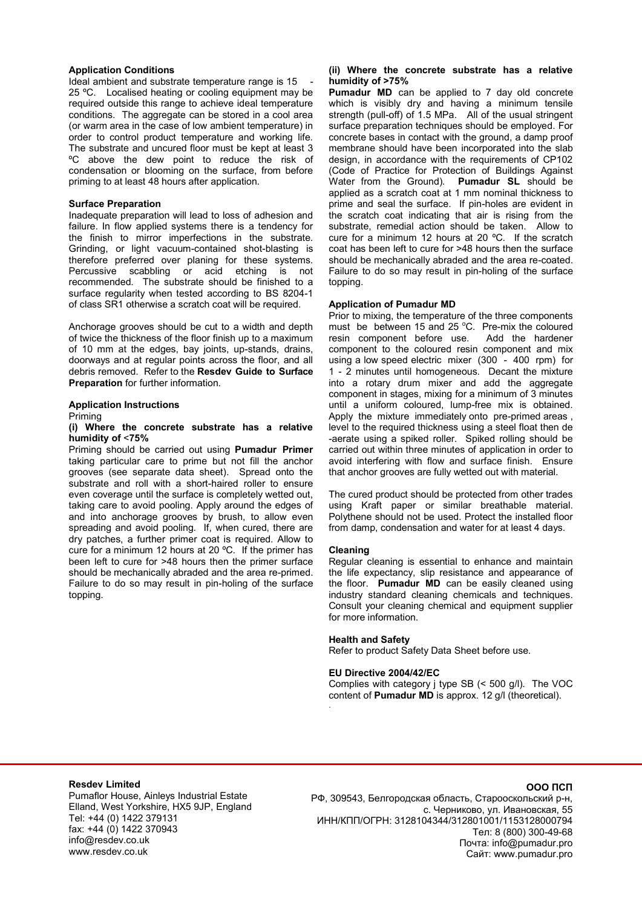## Application Conditions

Ideal ambient and substrate temperature range is 15 - 25 ºC. Localised heating or cooling equipment may be required outside this range to achieve ideal temperature conditions. The aggregate can be stored in a cool area (or warm area in the case of low ambient temperature) in order to control product temperature and working life. The substrate and uncured floor must be kept at least 3 ºC above the dew point to reduce the risk of condensation or blooming on the surface, from before priming to at least 48 hours after application.

## Surface Preparation

Inadequate preparation will lead to loss of adhesion and failure. In flow applied systems there is a tendency for the finish to mirror imperfections in the substrate. Grinding, or light vacuum-contained shot-blasting is therefore preferred over planing for these systems. Percussive scabbling or acid etching is not recommended. The substrate should be finished to a surface regularity when tested according to BS 8204-1 of class SR1 otherwise a scratch coat will be required.

Anchorage grooves should be cut to a width and depth of twice the thickness of the floor finish up to a maximum of 10 mm at the edges, bay joints, up-stands, drains, doorways and at regular points across the floor, and all debris removed. Refer to the **Resdev Guide to Surface Preparation** for further information.

## Application Instructions

Priming

**(i) Where the concrete substrate has a relative humidity of <75%**

Priming should be carried out using **Pumadur Primer** taking particular care to prime but not fill the anchor grooves (see separate data sheet). Spread onto the substrate and roll with a short-haired roller to ensure even coverage until the surface is completely wetted out, taking care to avoid pooling. Apply around the edges of and into anchorage grooves by brush, to allow even spreading and avoid pooling. If, when cured, there are dry patches, a further primer coat is required. Allow to cure for a minimum 12 hours at 20 ºC. If the primer has been left to cure for >48 hours then the primer surface should be mechanically abraded and the area re-primed. Failure to do so may result in pin-holing of the surface topping.

**(ii) Where the concrete substrate has a relative humidity of >75%**

**Pumadur MD** can be applied to 7 day old concrete which is visibly dry and having a minimum tensile strength (pull-off) of 1.5 MPa. All of the usual stringent surface preparation techniques should be employed. For concrete bases in contact with the ground, a damp proof membrane should have been incorporated into the slab design, in accordance with the requirements of CP102 (Code of Practice for Protection of Buildings Against Water from the Ground). **Pumadur SL** should be applied as a scratch coat at 1 mm nominal thickness to prime and seal the surface. If pin-holes are evident in the scratch coat indicating that air is rising from the substrate, remedial action should be taken. Allow to cure for a minimum 12 hours at 20 ºC. If the scratch coat has been left to cure for >48 hours then the surface should be mechanically abraded and the area re-coated. Failure to do so may result in pin-holing of the surface topping.

## Application of Pumadur MD

Prior to mixing, the temperature of the three components must be between 15 and 25 ºC. Pre-mix the coloured resin component before use. Add the hardener component to the coloured resin component and mix using a low speed electric mixer (300 - 400 rpm) for 1 - 2 minutes until homogeneous. Decant the mixture into a rotary drum mixer and add the aggregate component in stages, mixing for a minimum of 3 minutes until a uniform coloured, lump-free mix is obtained. Apply the mixture immediately onto pre-primed areas , level to the required thickness using a steel float then de -aerate using a spiked roller. Spiked rolling should be carried out within three minutes of application in order to avoid interfering with flow and surface finish. Ensure that anchor grooves are fully wetted out with material.

The cured product should be protected from other trades using Kraft paper or similar breathable material. Polythene should not be used. Protect the installed floor from damp, condensation and water for at least 4 days.

## Cleaning

Regular cleaning is essential to enhance and maintain the life expectancy, slip resistance and appearance of the floor. **Pumadur MD** can be easily cleaned using industry standard cleaning chemicals and techniques. Consult your cleaning chemical and equipment supplier for more information.

## Health and Safety

Refer to product Safety Data Sheet before use.

## EU Directive 2004/42/EC

Complies with category j type SB (< 500 g/l). The VOC content of **Pumadur MD** is approx. 12 g/l (theoretical).

**Resdev Limited**
Pumaflor House, Ainleys Industrial Estate
Elland, West Yorkshire, HX5 9JP, England
Tel: +44 (0) 1422 379131
fax: +44 (0) 1422 370943
info@resdev.co.uk
www.resdev.co.uk

**ООО ПСП**
РФ, 309543, Белгородская область, Старооскольский р-н,
с. Черниково, ул. Ивановская, 55
ИНН/КПП/ОГРН: 3128104344/312801001/1153128000794
Тел: 8 (800) 300-49-68
Почта: info@pumadur.pro
Сайт: www.pumadur.pro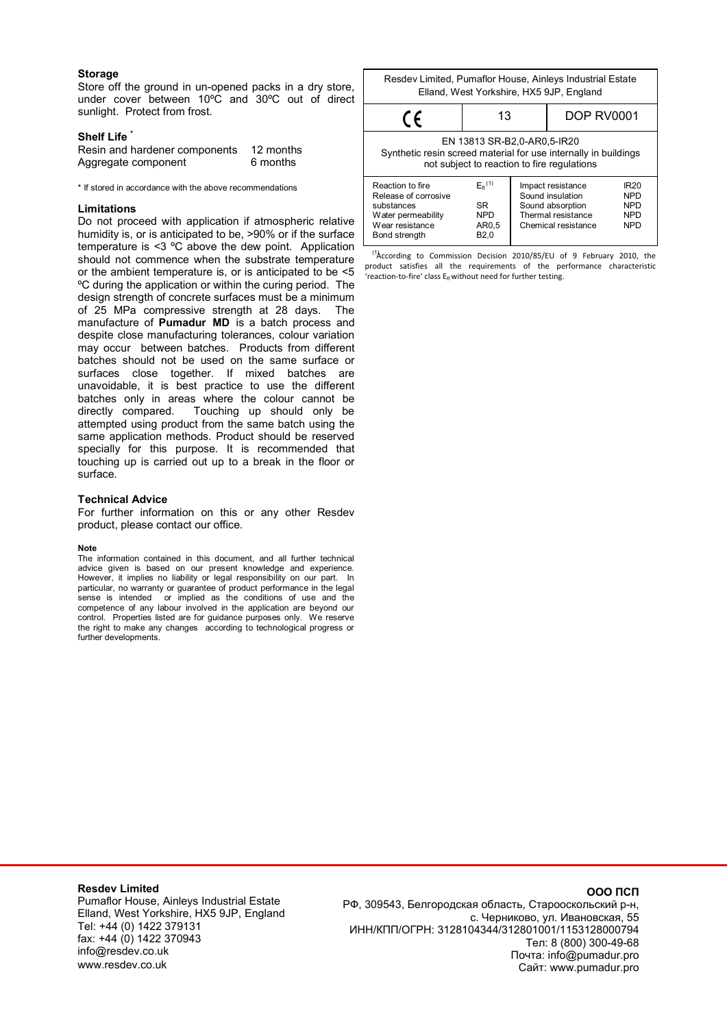### Storage

Store off the ground in un-opened packs in a dry store, under cover between 10ºC and 30ºC out of direct sunlight. Protect from frost.

### Shelf Life *

| | |
|---|---|
| Resin and hardener components | 12 months |
| Aggregate component | 6 months |

* If stored in accordance with the above recommendations

### Limitations

Do not proceed with application if atmospheric relative humidity is, or is anticipated to be, >90% or if the surface temperature is <3 ºC above the dew point. Application should not commence when the substrate temperature or the ambient temperature is, or is anticipated to be <5 ºC during the application or within the curing period. The design strength of concrete surfaces must be a minimum of 25 MPa compressive strength at 28 days. The manufacture of **Pumadur MD** is a batch process and despite close manufacturing tolerances, colour variation may occur between batches. Products from different batches should not be used on the same surface or surfaces close together. If mixed batches are unavoidable, it is best practice to use the different batches only in areas where the colour cannot be directly compared. Touching up should only be attempted using product from the same batch using the same application methods. Product should be reserved specially for this purpose. It is recommended that touching up is carried out up to a break in the floor or surface.

### Technical Advice

For further information on this or any other Resdev product, please contact our office.

#### Note

The information contained in this document, and all further technical advice given is based on our present knowledge and experience. However, it implies no liability or legal responsibility on our part. In particular, no warranty or guarantee of product performance in the legal sense is intended or implied as the conditions of use and the competence of any labour involved in the application are beyond our control. Properties listed are for guidance purposes only. We reserve the right to make any changes according to technological progress or further developments.

Resdev Limited, Pumaflor House, Ainleys Industrial Estate
Elland, West Yorkshire, HX5 9JP, England

| CE | 13 | DOP RV0001 |
|---|---|---|

EN 13813 SR-B2,0-AR0,5-IR20
Synthetic resin screed material for use internally in buildings not subject to reaction to fire regulations

| | | | |
|---|---|---|---|
| Reaction to fire | $E_{fl}$ [1] | Impact resistance | IR20 |
| Release of corrosive substances | SR | Sound insulation | NPD |
| Water permeability | NPD | Sound absorption | NPD |
| Wear resistance | AR0,5 | Thermal resistance | NPD |
| Bond strength | B2,0 | Chemical resistance | NPD |

[1] According to Commission Decision 2010/85/EU of 9 February 2010, the product satisfies all the requirements of the performance characteristic 'reaction-to-fire' class $E_{fl}$ without need for further testing.

**Resdev Limited**
Pumaflor House, Ainleys Industrial Estate
Elland, West Yorkshire, HX5 9JP, England
Tel: +44 (0) 1422 379131
fax: +44 (0) 1422 370943
info@resdev.co.uk
www.resdev.co.uk

**ООО ПСП**
РФ, 309543, Белгородская область, Старооскольский р-н,
с. Черниково, ул. Ивановская, 55
ИНН/КПП/ОГРН: 3128104344/312801001/1153128000794
Тел: 8 (800) 300-49-68
Почта: info@pumadur.pro
Сайт: www.pumadur.pro